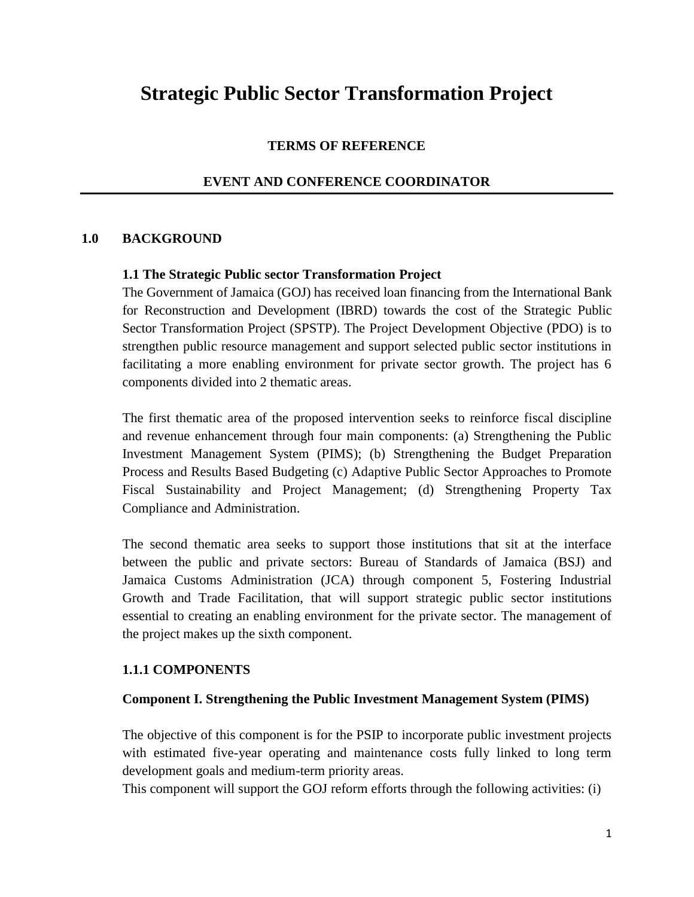# Strategic Public Sector Transformation Project

**TERMS OF REFERENCE**

**EVENT AND CONFERENCE COORDINATOR**

---

## 1.0 BACKGROUND

### 1.1 The Strategic Public sector Transformation Project

The Government of Jamaica (GOJ) has received loan financing from the International Bank for Reconstruction and Development (IBRD) towards the cost of the Strategic Public Sector Transformation Project (SPSTP). The Project Development Objective (PDO) is to strengthen public resource management and support selected public sector institutions in facilitating a more enabling environment for private sector growth. The project has 6 components divided into 2 thematic areas.

The first thematic area of the proposed intervention seeks to reinforce fiscal discipline and revenue enhancement through four main components: (a) Strengthening the Public Investment Management System (PIMS); (b) Strengthening the Budget Preparation Process and Results Based Budgeting (c) Adaptive Public Sector Approaches to Promote Fiscal Sustainability and Project Management; (d) Strengthening Property Tax Compliance and Administration.

The second thematic area seeks to support those institutions that sit at the interface between the public and private sectors: Bureau of Standards of Jamaica (BSJ) and Jamaica Customs Administration (JCA) through component 5, Fostering Industrial Growth and Trade Facilitation, that will support strategic public sector institutions essential to creating an enabling environment for the private sector. The management of the project makes up the sixth component.

#### 1.1.1 COMPONENTS

**Component I. Strengthening the Public Investment Management System (PIMS)**

The objective of this component is for the PSIP to incorporate public investment projects with estimated five-year operating and maintenance costs fully linked to long term development goals and medium-term priority areas.

This component will support the GOJ reform efforts through the following activities: (i)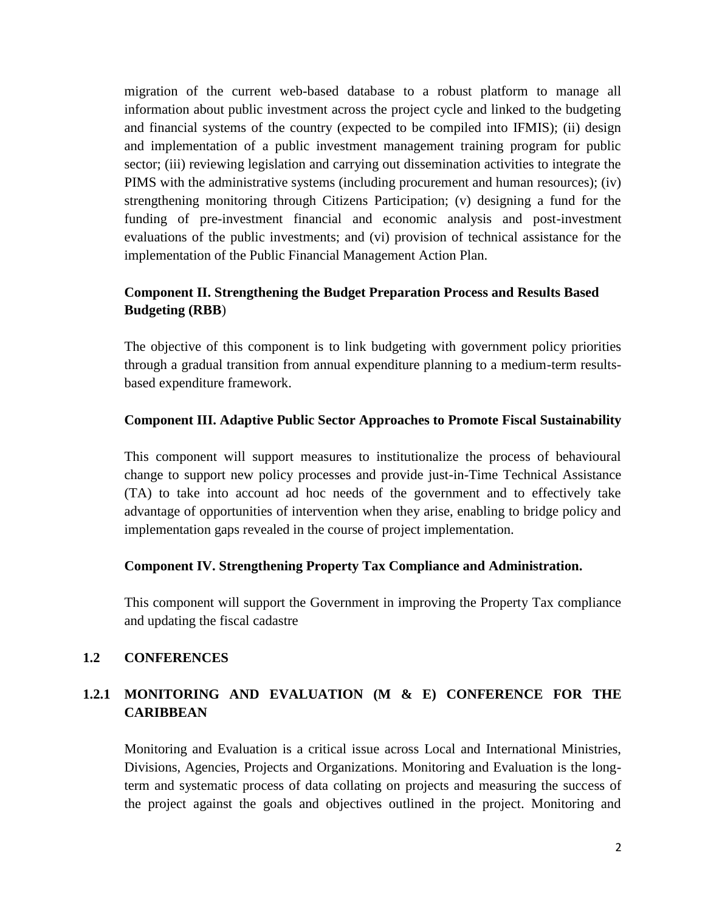migration of the current web-based database to a robust platform to manage all information about public investment across the project cycle and linked to the budgeting and financial systems of the country (expected to be compiled into IFMIS); (ii) design and implementation of a public investment management training program for public sector; (iii) reviewing legislation and carrying out dissemination activities to integrate the PIMS with the administrative systems (including procurement and human resources); (iv) strengthening monitoring through Citizens Participation; (v) designing a fund for the funding of pre-investment financial and economic analysis and post-investment evaluations of the public investments; and (vi) provision of technical assistance for the implementation of the Public Financial Management Action Plan.

**Component II. Strengthening the Budget Preparation Process and Results Based Budgeting (RBB**)

The objective of this component is to link budgeting with government policy priorities through a gradual transition from annual expenditure planning to a medium-term results-based expenditure framework.

**Component III. Adaptive Public Sector Approaches to Promote Fiscal Sustainability**

This component will support measures to institutionalize the process of behavioural change to support new policy processes and provide just-in-Time Technical Assistance (TA) to take into account ad hoc needs of the government and to effectively take advantage of opportunities of intervention when they arise, enabling to bridge policy and implementation gaps revealed in the course of project implementation.

**Component IV. Strengthening Property Tax Compliance and Administration.**

This component will support the Government in improving the Property Tax compliance and updating the fiscal cadastre

## 1.2 CONFERENCES

### 1.2.1 MONITORING AND EVALUATION (M & E) CONFERENCE FOR THE CARIBBEAN

Monitoring and Evaluation is a critical issue across Local and International Ministries, Divisions, Agencies, Projects and Organizations. Monitoring and Evaluation is the long-term and systematic process of data collating on projects and measuring the success of the project against the goals and objectives outlined in the project. Monitoring and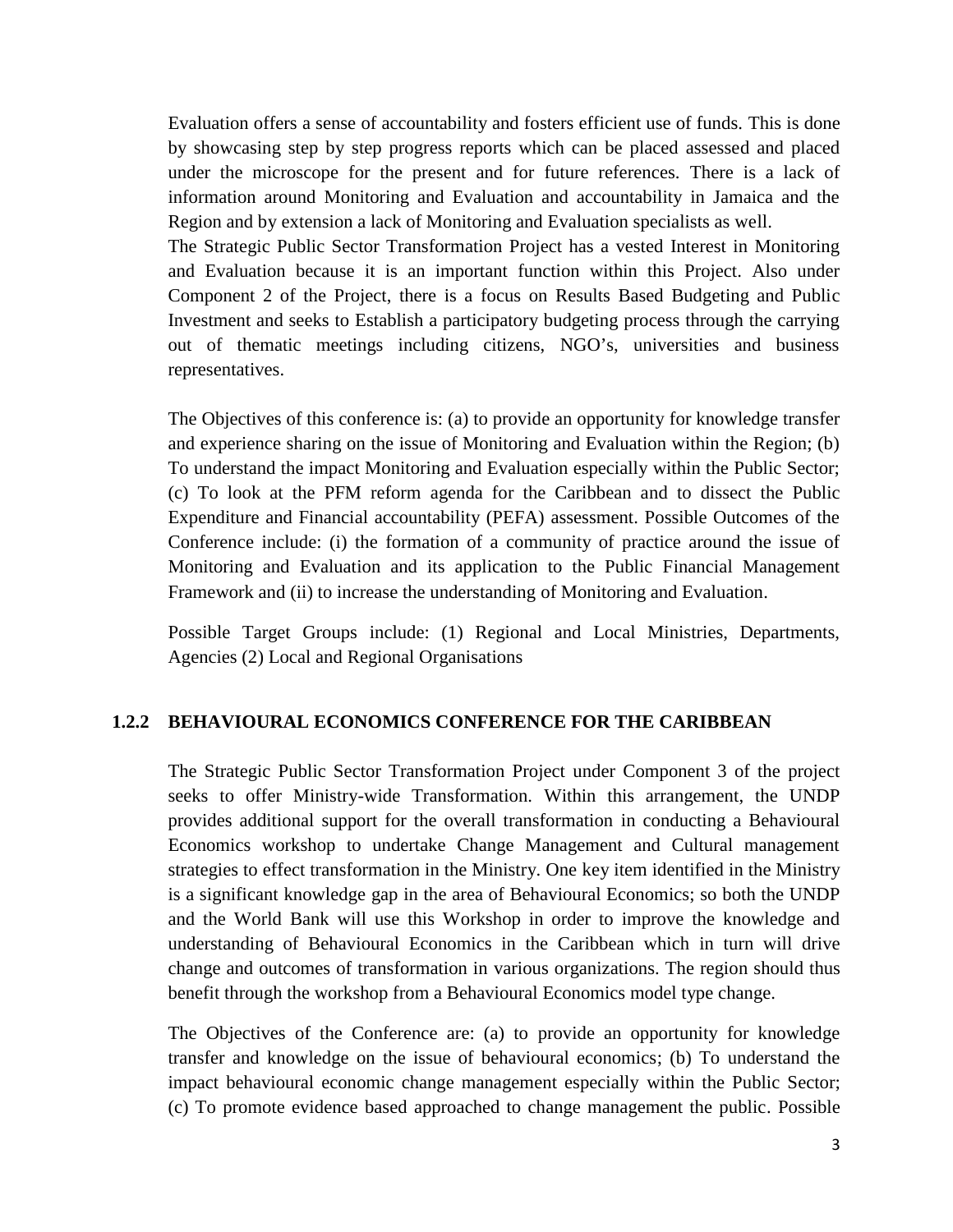Evaluation offers a sense of accountability and fosters efficient use of funds. This is done by showcasing step by step progress reports which can be placed assessed and placed under the microscope for the present and for future references. There is a lack of information around Monitoring and Evaluation and accountability in Jamaica and the Region and by extension a lack of Monitoring and Evaluation specialists as well.
The Strategic Public Sector Transformation Project has a vested Interest in Monitoring and Evaluation because it is an important function within this Project. Also under Component 2 of the Project, there is a focus on Results Based Budgeting and Public Investment and seeks to Establish a participatory budgeting process through the carrying out of thematic meetings including citizens, NGO's, universities and business representatives.

The Objectives of this conference is: (a) to provide an opportunity for knowledge transfer and experience sharing on the issue of Monitoring and Evaluation within the Region; (b) To understand the impact Monitoring and Evaluation especially within the Public Sector; (c) To look at the PFM reform agenda for the Caribbean and to dissect the Public Expenditure and Financial accountability (PEFA) assessment. Possible Outcomes of the Conference include: (i) the formation of a community of practice around the issue of Monitoring and Evaluation and its application to the Public Financial Management Framework and (ii) to increase the understanding of Monitoring and Evaluation.

Possible Target Groups include: (1) Regional and Local Ministries, Departments, Agencies (2) Local and Regional Organisations

### 1.2.2 BEHAVIOURAL ECONOMICS CONFERENCE FOR THE CARIBBEAN

The Strategic Public Sector Transformation Project under Component 3 of the project seeks to offer Ministry-wide Transformation. Within this arrangement, the UNDP provides additional support for the overall transformation in conducting a Behavioural Economics workshop to undertake Change Management and Cultural management strategies to effect transformation in the Ministry. One key item identified in the Ministry is a significant knowledge gap in the area of Behavioural Economics; so both the UNDP and the World Bank will use this Workshop in order to improve the knowledge and understanding of Behavioural Economics in the Caribbean which in turn will drive change and outcomes of transformation in various organizations. The region should thus benefit through the workshop from a Behavioural Economics model type change.

The Objectives of the Conference are: (a) to provide an opportunity for knowledge transfer and knowledge on the issue of behavioural economics; (b) To understand the impact behavioural economic change management especially within the Public Sector; (c) To promote evidence based approached to change management the public. Possible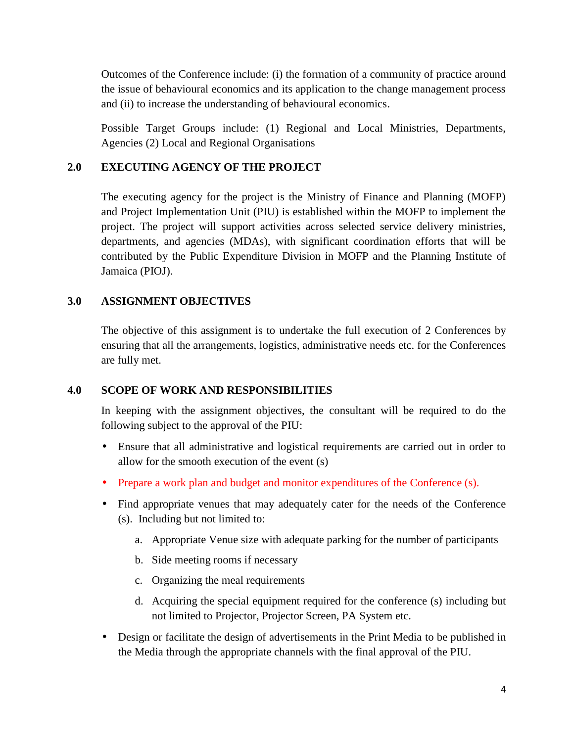Outcomes of the Conference include: (i) the formation of a community of practice around the issue of behavioural economics and its application to the change management process and (ii) to increase the understanding of behavioural economics.

Possible Target Groups include: (1) Regional and Local Ministries, Departments, Agencies (2) Local and Regional Organisations

## 2.0 EXECUTING AGENCY OF THE PROJECT

The executing agency for the project is the Ministry of Finance and Planning (MOFP) and Project Implementation Unit (PIU) is established within the MOFP to implement the project. The project will support activities across selected service delivery ministries, departments, and agencies (MDAs), with significant coordination efforts that will be contributed by the Public Expenditure Division in MOFP and the Planning Institute of Jamaica (PIOJ).

## 3.0 ASSIGNMENT OBJECTIVES

The objective of this assignment is to undertake the full execution of 2 Conferences by ensuring that all the arrangements, logistics, administrative needs etc. for the Conferences are fully met.

## 4.0 SCOPE OF WORK AND RESPONSIBILITIES

In keeping with the assignment objectives, the consultant will be required to do the following subject to the approval of the PIU:

- Ensure that all administrative and logistical requirements are carried out in order to allow for the smooth execution of the event (s)
- Prepare a work plan and budget and monitor expenditures of the Conference (s).
- Find appropriate venues that may adequately cater for the needs of the Conference (s). Including but not limited to:
  a. Appropriate Venue size with adequate parking for the number of participants
  b. Side meeting rooms if necessary
  c. Organizing the meal requirements
  d. Acquiring the special equipment required for the conference (s) including but not limited to Projector, Projector Screen, PA System etc.
- Design or facilitate the design of advertisements in the Print Media to be published in the Media through the appropriate channels with the final approval of the PIU.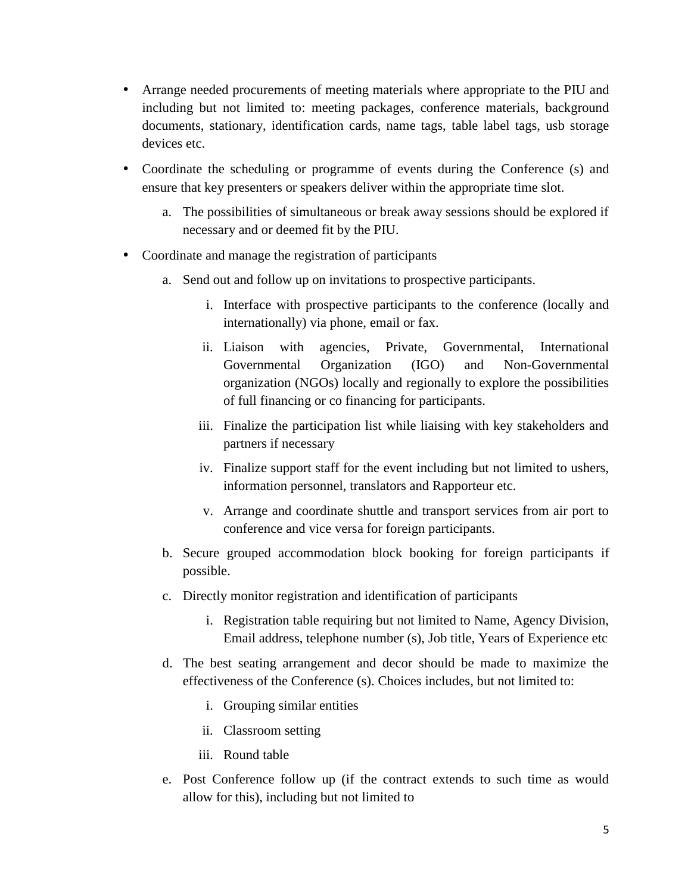- Arrange needed procurements of meeting materials where appropriate to the PIU and including but not limited to: meeting packages, conference materials, background documents, stationary, identification cards, name tags, table label tags, usb storage devices etc.
- Coordinate the scheduling or programme of events during the Conference (s) and ensure that key presenters or speakers deliver within the appropriate time slot.
  a. The possibilities of simultaneous or break away sessions should be explored if necessary and or deemed fit by the PIU.
- Coordinate and manage the registration of participants
  a. Send out and follow up on invitations to prospective participants.
     i. Interface with prospective participants to the conference (locally and internationally) via phone, email or fax.
     ii. Liaison with agencies, Private, Governmental, International Governmental Organization (IGO) and Non-Governmental organization (NGOs) locally and regionally to explore the possibilities of full financing or co financing for participants.
     iii. Finalize the participation list while liaising with key stakeholders and partners if necessary
     iv. Finalize support staff for the event including but not limited to ushers, information personnel, translators and Rapporteur etc.
     v. Arrange and coordinate shuttle and transport services from air port to conference and vice versa for foreign participants.
  b. Secure grouped accommodation block booking for foreign participants if possible.
  c. Directly monitor registration and identification of participants
     i. Registration table requiring but not limited to Name, Agency Division, Email address, telephone number (s), Job title, Years of Experience etc
  d. The best seating arrangement and decor should be made to maximize the effectiveness of the Conference (s). Choices includes, but not limited to:
     i. Grouping similar entities
     ii. Classroom setting
     iii. Round table
  e. Post Conference follow up (if the contract extends to such time as would allow for this), including but not limited to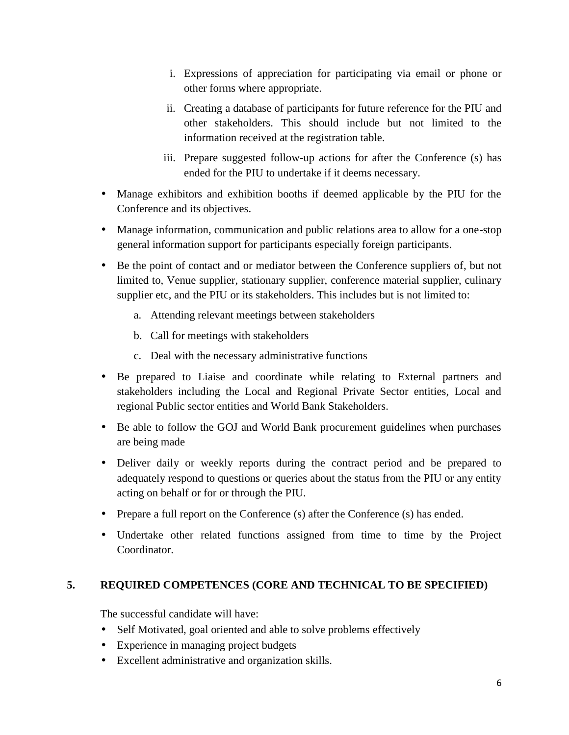i. Expressions of appreciation for participating via email or phone or other forms where appropriate.

   ii. Creating a database of participants for future reference for the PIU and other stakeholders. This should include but not limited to the information received at the registration table.

   iii. Prepare suggested follow-up actions for after the Conference (s) has ended for the PIU to undertake if it deems necessary.

- Manage exhibitors and exhibition booths if deemed applicable by the PIU for the Conference and its objectives.
- Manage information, communication and public relations area to allow for a one-stop general information support for participants especially foreign participants.
- Be the point of contact and or mediator between the Conference suppliers of, but not limited to, Venue supplier, stationary supplier, conference material supplier, culinary supplier etc, and the PIU or its stakeholders. This includes but is not limited to:
    a. Attending relevant meetings between stakeholders
    b. Call for meetings with stakeholders
    c. Deal with the necessary administrative functions
- Be prepared to Liaise and coordinate while relating to External partners and stakeholders including the Local and Regional Private Sector entities, Local and regional Public sector entities and World Bank Stakeholders.
- Be able to follow the GOJ and World Bank procurement guidelines when purchases are being made
- Deliver daily or weekly reports during the contract period and be prepared to adequately respond to questions or queries about the status from the PIU or any entity acting on behalf or for or through the PIU.
- Prepare a full report on the Conference (s) after the Conference (s) has ended.
- Undertake other related functions assigned from time to time by the Project Coordinator.

## 5. REQUIRED COMPETENCES (CORE AND TECHNICAL TO BE SPECIFIED)

The successful candidate will have:

- Self Motivated, goal oriented and able to solve problems effectively
- Experience in managing project budgets
- Excellent administrative and organization skills.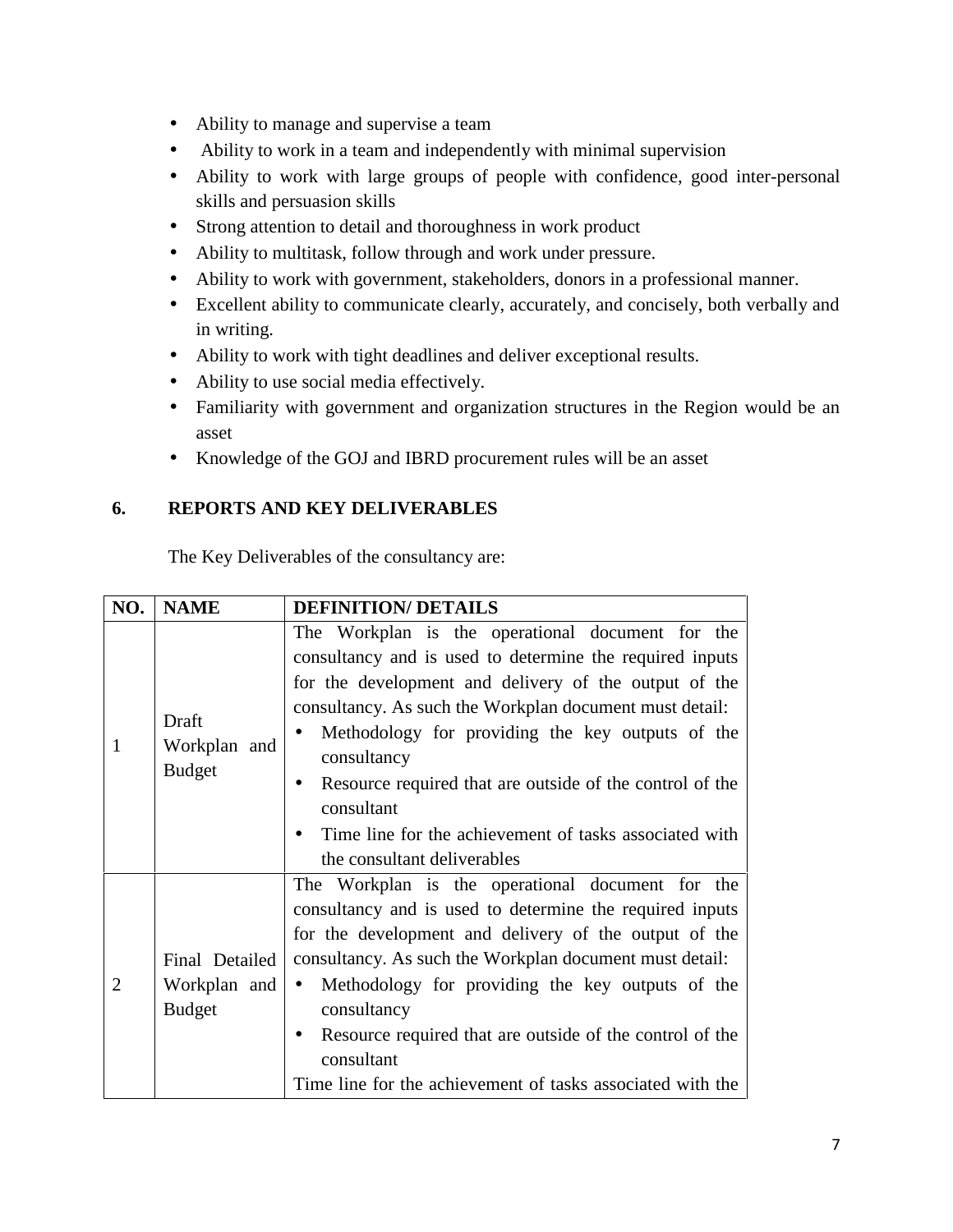- Ability to manage and supervise a team
- Ability to work in a team and independently with minimal supervision
- Ability to work with large groups of people with confidence, good inter-personal skills and persuasion skills
- Strong attention to detail and thoroughness in work product
- Ability to multitask, follow through and work under pressure.
- Ability to work with government, stakeholders, donors in a professional manner.
- Excellent ability to communicate clearly, accurately, and concisely, both verbally and in writing.
- Ability to work with tight deadlines and deliver exceptional results.
- Ability to use social media effectively.
- Familiarity with government and organization structures in the Region would be an asset
- Knowledge of the GOJ and IBRD procurement rules will be an asset

## 6. REPORTS AND KEY DELIVERABLES

The Key Deliverables of the consultancy are:

| NO. | NAME | DEFINITION/ DETAILS |
|---|---|---|
| 1 | Draft Workplan and Budget | The Workplan is the operational document for the consultancy and is used to determine the required inputs for the development and delivery of the output of the consultancy. As such the Workplan document must detail:<br>• Methodology for providing the key outputs of the consultancy<br>• Resource required that are outside of the control of the consultant<br>• Time line for the achievement of tasks associated with the consultant deliverables |
| 2 | Final Detailed Workplan and Budget | The Workplan is the operational document for the consultancy and is used to determine the required inputs for the development and delivery of the output of the consultancy. As such the Workplan document must detail:<br>• Methodology for providing the key outputs of the consultancy<br>• Resource required that are outside of the control of the consultant<br>Time line for the achievement of tasks associated with the |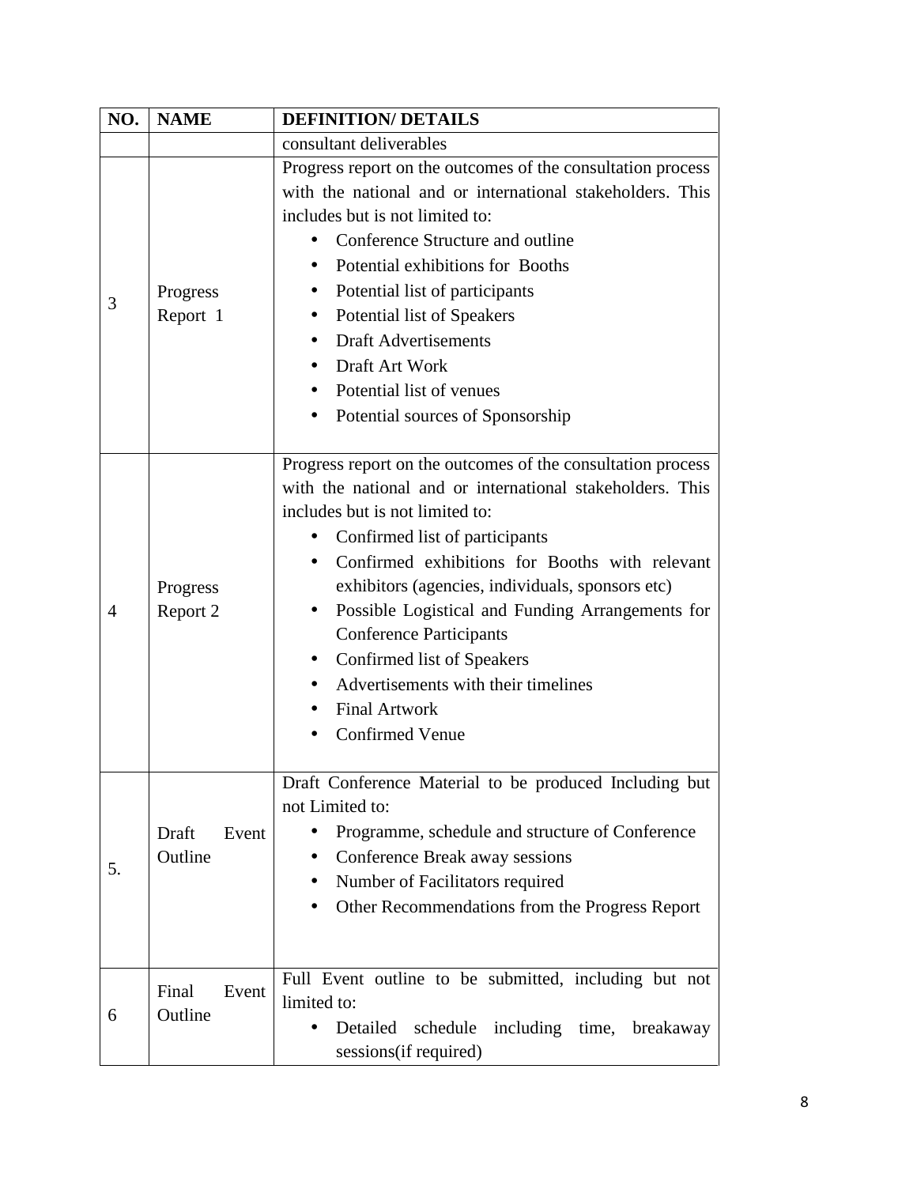| NO. | NAME | DEFINITION/ DETAILS |
|---|---|---|
| | | consultant deliverables |
| 3 | Progress Report 1 | Progress report on the outcomes of the consultation process with the national and or international stakeholders. This includes but is not limited to:<br>• Conference Structure and outline<br>• Potential exhibitions for Booths<br>• Potential list of participants<br>• Potential list of Speakers<br>• Draft Advertisements<br>• Draft Art Work<br>• Potential list of venues<br>• Potential sources of Sponsorship |
| 4 | Progress Report 2 | Progress report on the outcomes of the consultation process with the national and or international stakeholders. This includes but is not limited to:<br>• Confirmed list of participants<br>• Confirmed exhibitions for Booths with relevant exhibitors (agencies, individuals, sponsors etc)<br>• Possible Logistical and Funding Arrangements for Conference Participants<br>• Confirmed list of Speakers<br>• Advertisements with their timelines<br>• Final Artwork<br>• Confirmed Venue |
| 5. | Draft Event Outline | Draft Conference Material to be produced Including but not Limited to:<br>• Programme, schedule and structure of Conference<br>• Conference Break away sessions<br>• Number of Facilitators required<br>• Other Recommendations from the Progress Report |
| 6 | Final Event Outline | Full Event outline to be submitted, including but not limited to:<br>• Detailed schedule including time, breakaway sessions(if required) |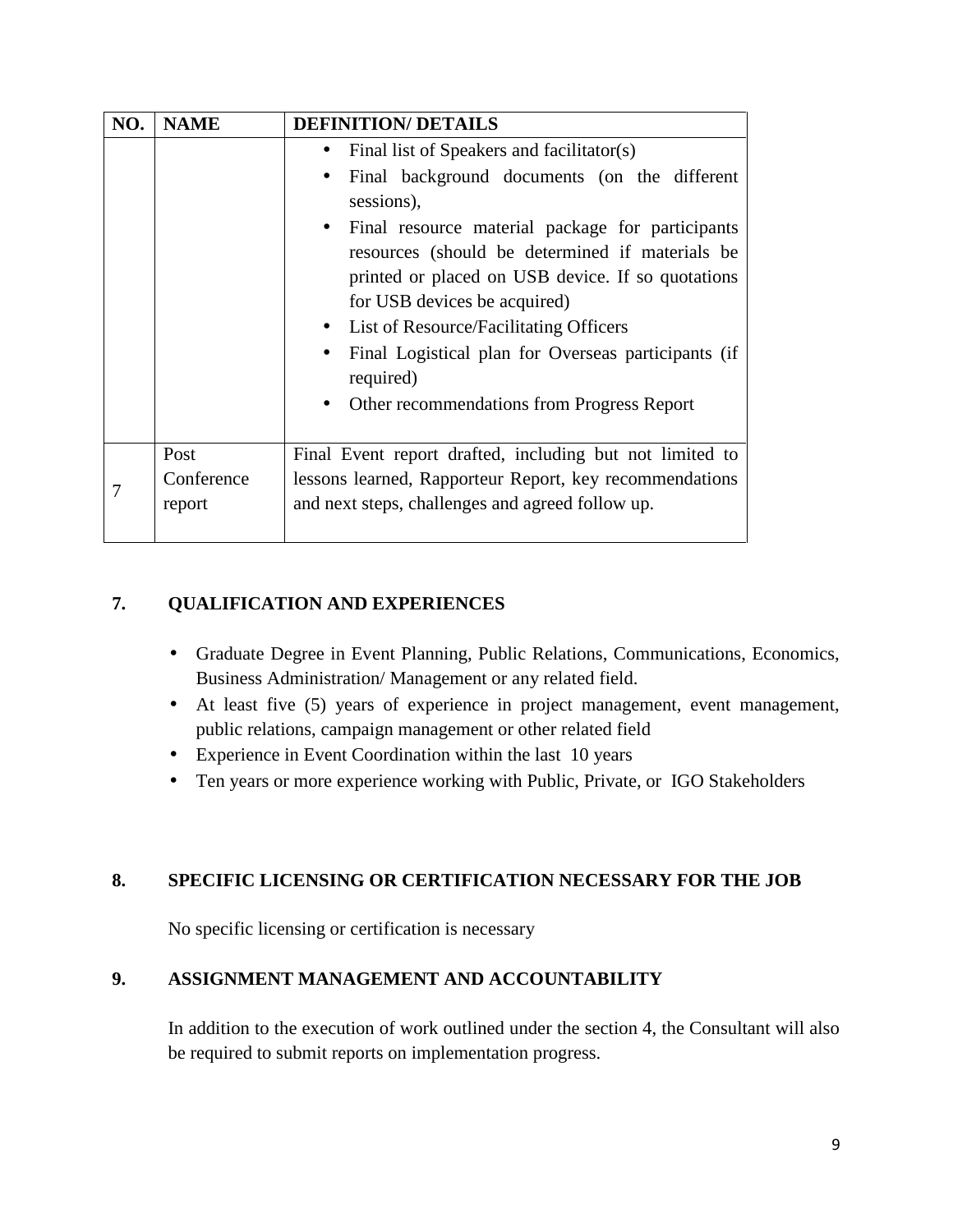| NO. | NAME | DEFINITION/ DETAILS |
|---|---|---|
| | | • Final list of Speakers and facilitator(s)<br>• Final background documents (on the different sessions),<br>• Final resource material package for participants resources (should be determined if materials be printed or placed on USB device. If so quotations for USB devices be acquired)<br>• List of Resource/Facilitating Officers<br>• Final Logistical plan for Overseas participants (if required)<br>• Other recommendations from Progress Report |
| 7 | Post Conference report | Final Event report drafted, including but not limited to lessons learned, Rapporteur Report, key recommendations and next steps, challenges and agreed follow up. |

## 7. QUALIFICATION AND EXPERIENCES

- Graduate Degree in Event Planning, Public Relations, Communications, Economics, Business Administration/ Management or any related field.
- At least five (5) years of experience in project management, event management, public relations, campaign management or other related field
- Experience in Event Coordination within the last 10 years
- Ten years or more experience working with Public, Private, or IGO Stakeholders

## 8. SPECIFIC LICENSING OR CERTIFICATION NECESSARY FOR THE JOB

No specific licensing or certification is necessary

## 9. ASSIGNMENT MANAGEMENT AND ACCOUNTABILITY

In addition to the execution of work outlined under the section 4, the Consultant will also be required to submit reports on implementation progress.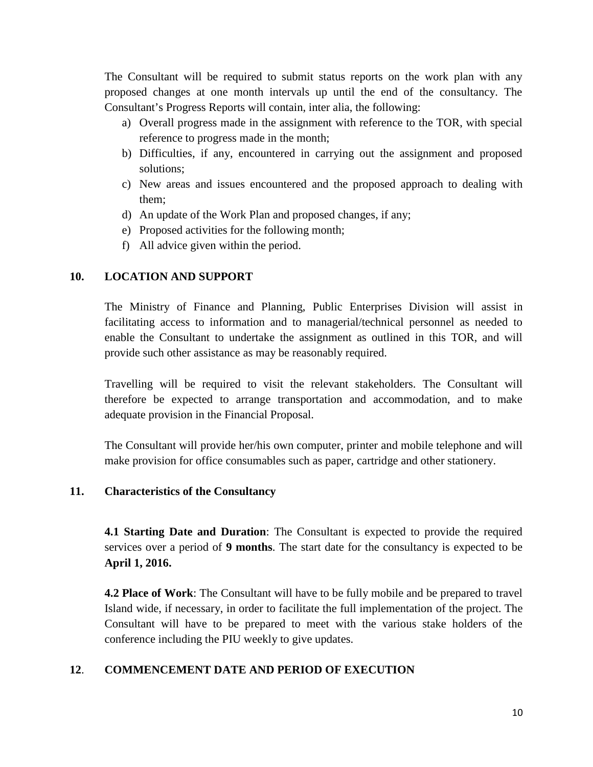The Consultant will be required to submit status reports on the work plan with any proposed changes at one month intervals up until the end of the consultancy. The Consultant's Progress Reports will contain, inter alia, the following:

a) Overall progress made in the assignment with reference to the TOR, with special reference to progress made in the month;
b) Difficulties, if any, encountered in carrying out the assignment and proposed solutions;
c) New areas and issues encountered and the proposed approach to dealing with them;
d) An update of the Work Plan and proposed changes, if any;
e) Proposed activities for the following month;
f) All advice given within the period.

## 10. LOCATION AND SUPPORT

The Ministry of Finance and Planning, Public Enterprises Division will assist in facilitating access to information and to managerial/technical personnel as needed to enable the Consultant to undertake the assignment as outlined in this TOR, and will provide such other assistance as may be reasonably required.

Travelling will be required to visit the relevant stakeholders. The Consultant will therefore be expected to arrange transportation and accommodation, and to make adequate provision in the Financial Proposal.

The Consultant will provide her/his own computer, printer and mobile telephone and will make provision for office consumables such as paper, cartridge and other stationery.

## 11. Characteristics of the Consultancy

**4.1 Starting Date and Duration**: The Consultant is expected to provide the required services over a period of **9 months**. The start date for the consultancy is expected to be **April 1, 2016.**

**4.2 Place of Work**: The Consultant will have to be fully mobile and be prepared to travel Island wide, if necessary, in order to facilitate the full implementation of the project. The Consultant will have to be prepared to meet with the various stake holders of the conference including the PIU weekly to give updates.

## 12. COMMENCEMENT DATE AND PERIOD OF EXECUTION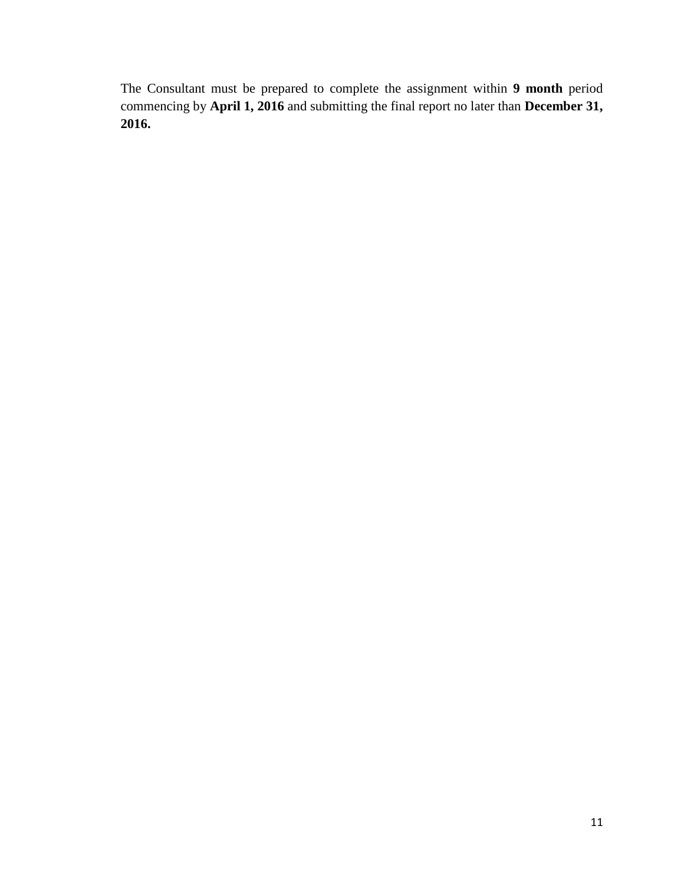The Consultant must be prepared to complete the assignment within **9 month** period commencing by **April 1, 2016** and submitting the final report no later than **December 31, 2016.**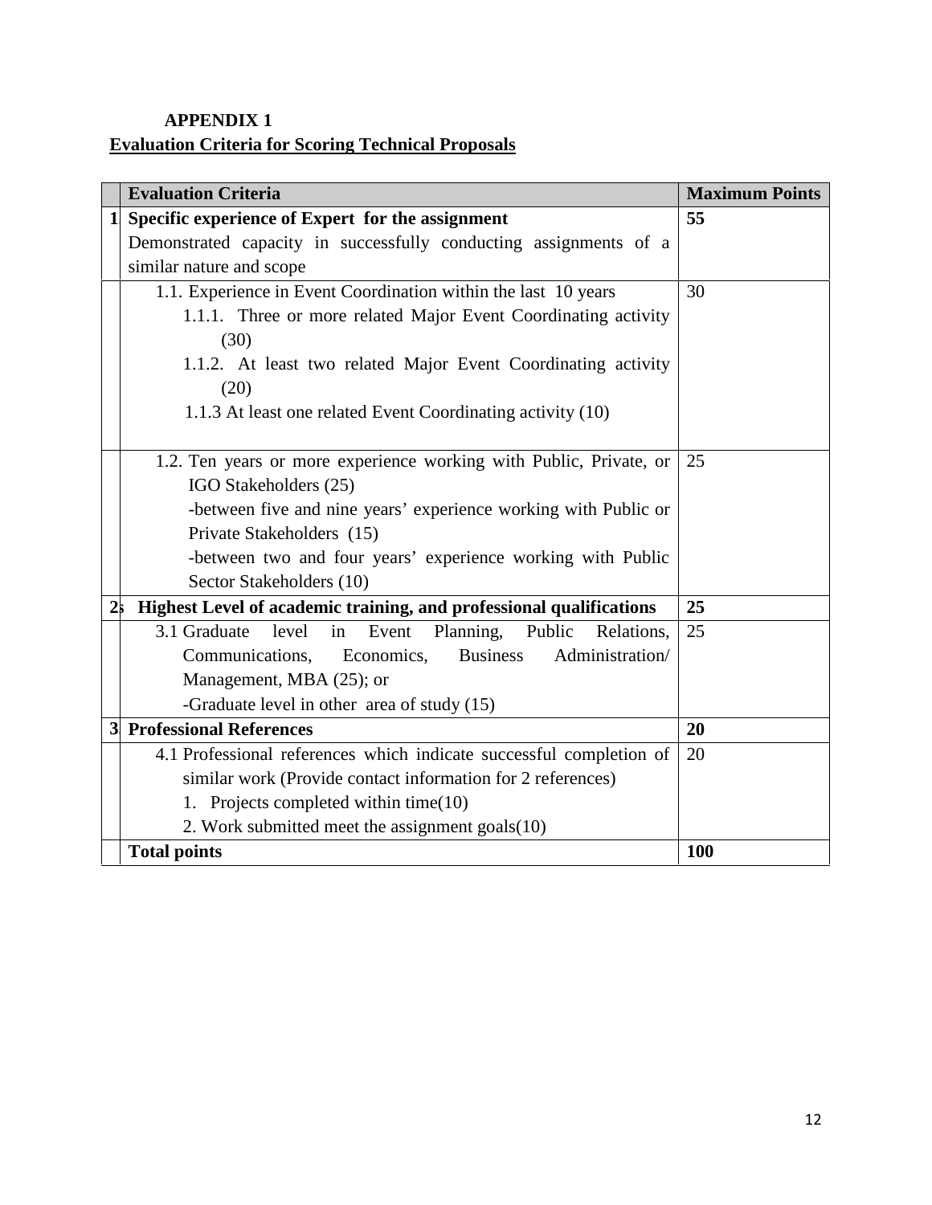**APPENDIX 1**

**Evaluation Criteria for Scoring Technical Proposals**

| | Evaluation Criteria | Maximum Points |
|---|---|---|
| **1** | **Specific experience of Expert for the assignment**<br>Demonstrated capacity in successfully conducting assignments of a similar nature and scope | **55** |
| | 1.1. Experience in Event Coordination within the last 10 years<br>1.1.1. Three or more related Major Event Coordinating activity (30)<br>1.1.2. At least two related Major Event Coordinating activity (20)<br>1.1.3 At least one related Event Coordinating activity (10) | 30 |
| | 1.2. Ten years or more experience working with Public, Private, or IGO Stakeholders (25)<br>-between five and nine years' experience working with Public or Private Stakeholders (15)<br>-between two and four years' experience working with Public Sector Stakeholders (10) | 25 |
| **2** | **Highest Level of academic training, and professional qualifications** | **25** |
| | 3.1 Graduate level in Event Planning, Public Relations, Communications, Economics, Business Administration/ Management, MBA (25); or<br>-Graduate level in other area of study (15) | 25 |
| **3** | **Professional References** | **20** |
| | 4.1 Professional references which indicate successful completion of similar work (Provide contact information for 2 references)<br>1. Projects completed within time(10)<br>2. Work submitted meet the assignment goals(10) | 20 |
| | **Total points** | **100** |